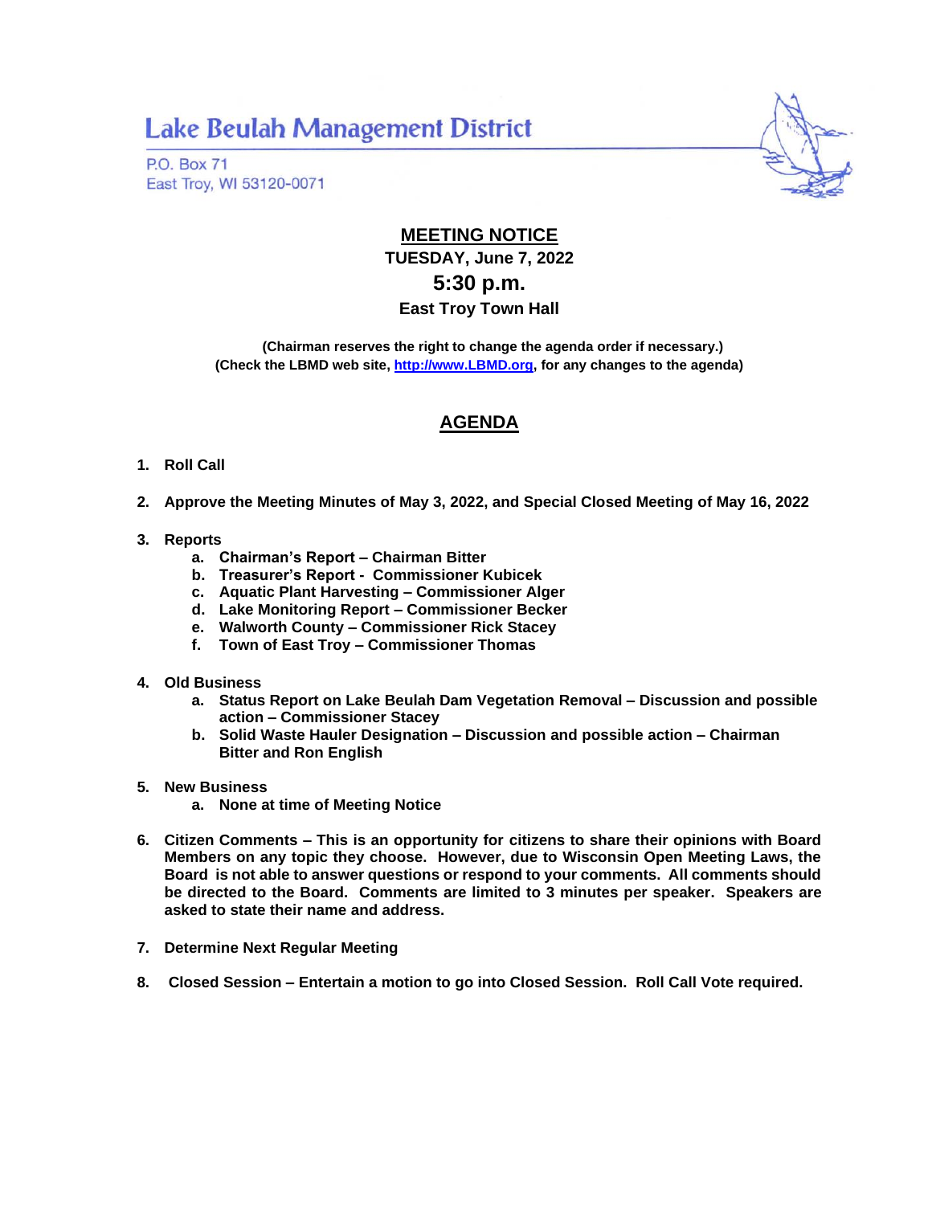# Lake Beulah Management District

P.O. Box 71
East Troy, WI 53120-0071

## MEETING NOTICE

**TUESDAY, June 7, 2022**

**5:30 p.m.**

**East Troy Town Hall**

**(Chairman reserves the right to change the agenda order if necessary.)**
**(Check the LBMD web site, [http://www.LBMD.org](http://www.LBMD.org), for any changes to the agenda)**

## AGENDA

1. **Roll Call**

2. **Approve the Meeting Minutes of May 3, 2022, and Special Closed Meeting of May 16, 2022**

3. **Reports**
   a. **Chairman's Report – Chairman Bitter**
   b. **Treasurer's Report - Commissioner Kubicek**
   c. **Aquatic Plant Harvesting – Commissioner Alger**
   d. **Lake Monitoring Report – Commissioner Becker**
   e. **Walworth County – Commissioner Rick Stacey**
   f. **Town of East Troy – Commissioner Thomas**

4. **Old Business**
   a. **Status Report on Lake Beulah Dam Vegetation Removal – Discussion and possible action – Commissioner Stacey**
   b. **Solid Waste Hauler Designation – Discussion and possible action – Chairman Bitter and Ron English**

5. **New Business**
   a. **None at time of Meeting Notice**

6. **Citizen Comments – This is an opportunity for citizens to share their opinions with Board Members on any topic they choose. However, due to Wisconsin Open Meeting Laws, the Board is not able to answer questions or respond to your comments. All comments should be directed to the Board. Comments are limited to 3 minutes per speaker. Speakers are asked to state their name and address.**

7. **Determine Next Regular Meeting**

8. **Closed Session – Entertain a motion to go into Closed Session. Roll Call Vote required.**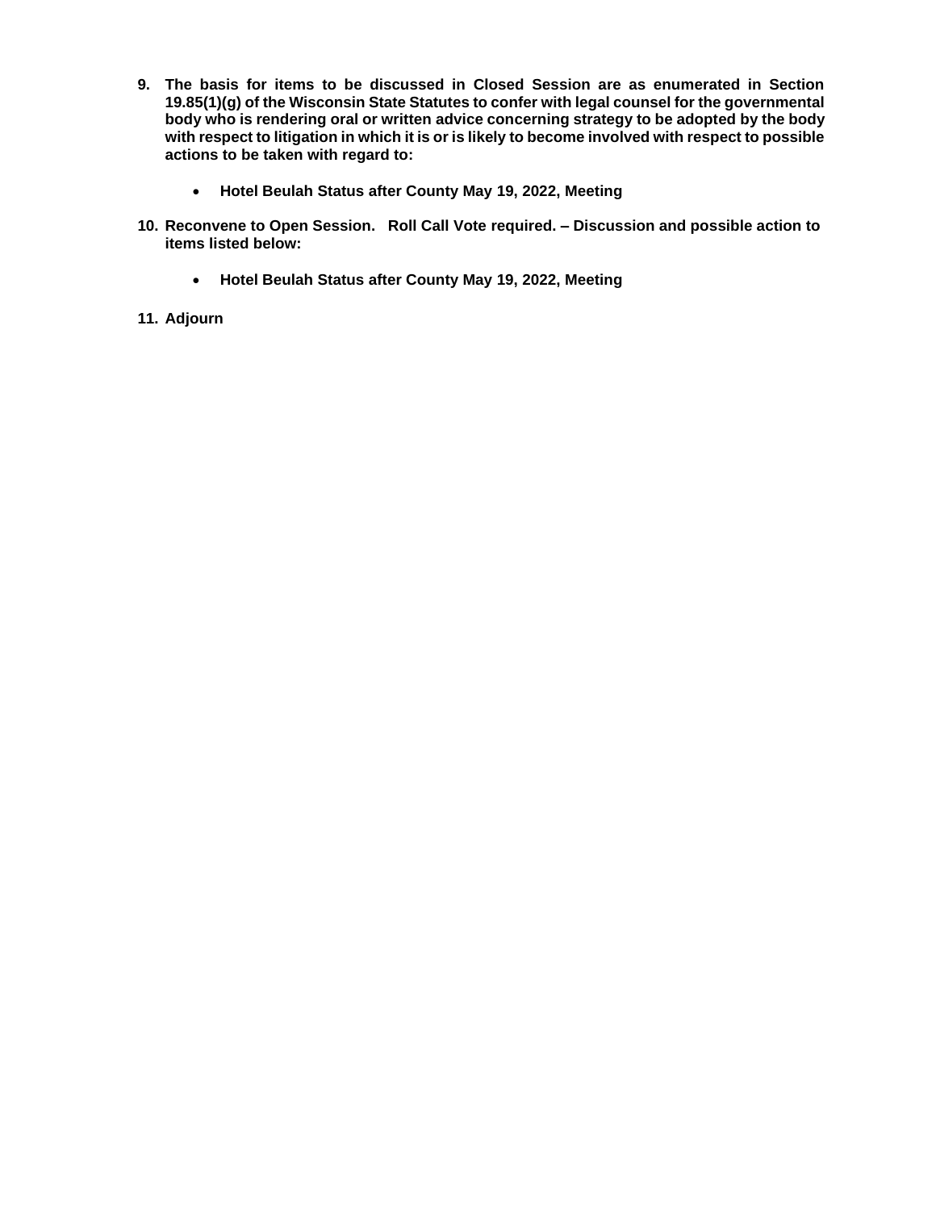9. **The basis for items to be discussed in Closed Session are as enumerated in Section 19.85(1)(g) of the Wisconsin State Statutes to confer with legal counsel for the governmental body who is rendering oral or written advice concerning strategy to be adopted by the body with respect to litigation in which it is or is likely to become involved with respect to possible actions to be taken with regard to:**

   - **Hotel Beulah Status after County May 19, 2022, Meeting**

10. **Reconvene to Open Session. Roll Call Vote required. – Discussion and possible action to items listed below:**

    - **Hotel Beulah Status after County May 19, 2022, Meeting**

11. **Adjourn**